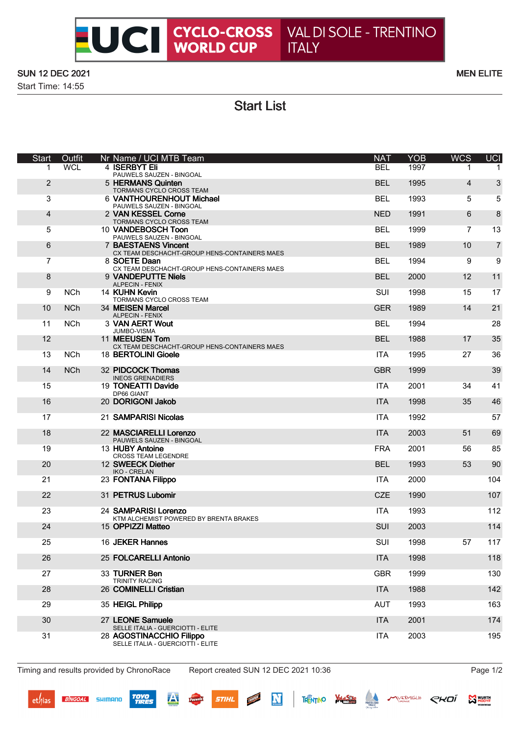# UCI CYCLO-CROSS WORLD CUP — VAL DI SOLE - TRENTINO ITALY

**SUN 12 DEC 2021** — **MEN ELITE**

Start Time: 14:55

## Start List

| Start | Outfit | Nr | Name / UCI MTB Team | NAT | YOB | WCS | UCI |
|---|---|---|---|---|---|---|---|
| 1 | WCL | 4 | **ISERBYT Eli**<br>PAUWELS SAUZEN - BINGOAL | BEL | 1997 | 1 | 1 |
| 2 | | 5 | **HERMANS Quinten**<br>TORMANS CYCLO CROSS TEAM | BEL | 1995 | 4 | 3 |
| 3 | | 6 | **VANTHOURENHOUT Michael**<br>PAUWELS SAUZEN - BINGOAL | BEL | 1993 | 5 | 5 |
| 4 | | 2 | **VAN KESSEL Corne**<br>TORMANS CYCLO CROSS TEAM | NED | 1991 | 6 | 8 |
| 5 | | 10 | **VANDEBOSCH Toon**<br>PAUWELS SAUZEN - BINGOAL | BEL | 1999 | 7 | 13 |
| 6 | | 7 | **BAESTAENS Vincent**<br>CX TEAM DESCHACHT-GROUP HENS-CONTAINERS MAES | BEL | 1989 | 10 | 7 |
| 7 | | 8 | **SOETE Daan**<br>CX TEAM DESCHACHT-GROUP HENS-CONTAINERS MAES | BEL | 1994 | 9 | 9 |
| 8 | | 9 | **VANDEPUTTE Niels**<br>ALPECIN - FENIX | BEL | 2000 | 12 | 11 |
| 9 | NCh | 14 | **KUHN Kevin**<br>TORMANS CYCLO CROSS TEAM | SUI | 1998 | 15 | 17 |
| 10 | NCh | 34 | **MEISEN Marcel**<br>ALPECIN - FENIX | GER | 1989 | 14 | 21 |
| 11 | NCh | 3 | **VAN AERT Wout**<br>JUMBO-VISMA | BEL | 1994 | | 28 |
| 12 | | 11 | **MEEUSEN Tom**<br>CX TEAM DESCHACHT-GROUP HENS-CONTAINERS MAES | BEL | 1988 | 17 | 35 |
| 13 | NCh | 18 | **BERTOLINI Gioele** | ITA | 1995 | 27 | 36 |
| 14 | NCh | 32 | **PIDCOCK Thomas**<br>INEOS GRENADIERS | GBR | 1999 | | 39 |
| 15 | | 19 | **TONEATTI Davide**<br>DP66 GIANT | ITA | 2001 | 34 | 41 |
| 16 | | 20 | **DORIGONI Jakob** | ITA | 1998 | 35 | 46 |
| 17 | | 21 | **SAMPARISI Nicolas** | ITA | 1992 | | 57 |
| 18 | | 22 | **MASCIARELLI Lorenzo**<br>PAUWELS SAUZEN - BINGOAL | ITA | 2003 | 51 | 69 |
| 19 | | 13 | **HUBY Antoine**<br>CROSS TEAM LEGENDRE | FRA | 2001 | 56 | 85 |
| 20 | | 12 | **SWEECK Diether**<br>IKO - CRELAN | BEL | 1993 | 53 | 90 |
| 21 | | 23 | **FONTANA Filippo** | ITA | 2000 | | 104 |
| 22 | | 31 | **PETRUS Lubomir** | CZE | 1990 | | 107 |
| 23 | | 24 | **SAMPARISI Lorenzo**<br>KTM ALCHEMIST POWERED BY BRENTA BRAKES | ITA | 1993 | | 112 |
| 24 | | 15 | **OPPIZZI Matteo** | SUI | 2003 | | 114 |
| 25 | | 16 | **JEKER Hannes** | SUI | 1998 | 57 | 117 |
| 26 | | 25 | **FOLCARELLI Antonio** | ITA | 1998 | | 118 |
| 27 | | 33 | **TURNER Ben**<br>TRINITY RACING | GBR | 1999 | | 130 |
| 28 | | 26 | **COMINELLI Cristian** | ITA | 1988 | | 142 |
| 29 | | 35 | **HEIGL Philipp** | AUT | 1993 | | 163 |
| 30 | | 27 | **LEONE Samuele**<br>SELLE ITALIA - GUERCIOTTI - ELITE | ITA | 2001 | | 174 |
| 31 | | 28 | **AGOSTINACCHIO Filippo**<br>SELLE ITALIA - GUERCIOTTI - ELITE | ITA | 2003 | | 195 |

Timing and results provided by ChronoRace    Report created SUN 12 DEC 2021 10:36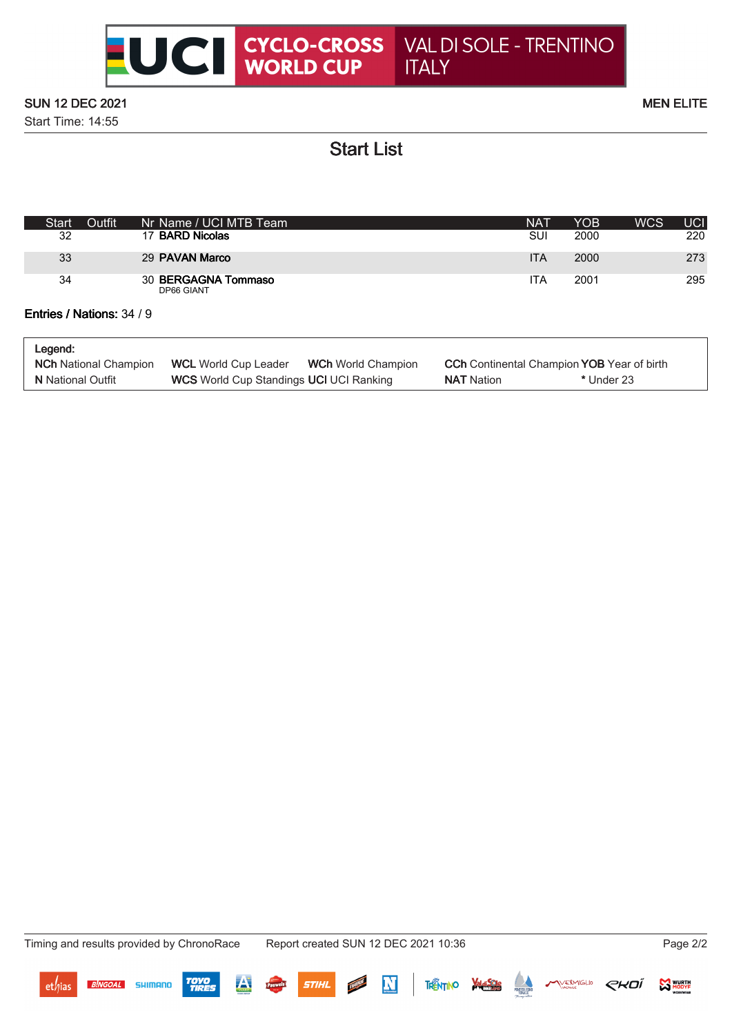# UCI CYCLO-CROSS WORLD CUP VAL DI SOLE - TRENTINO ITALY

**SUN 12 DEC 2021** **MEN ELITE**

Start Time: 14:55

## Start List

| Start | Outfit | Nr | Name / UCI MTB Team | NAT | YOB | WCS | UCI |
|---|---|---|---|---|---|---|---|
| 32 | | 17 | **BARD Nicolas** | SUI | 2000 | | 220 |
| 33 | | 29 | **PAVAN Marco** | ITA | 2000 | | 273 |
| 34 | | 30 | **BERGAGNA Tommaso** DP66 GIANT | ITA | 2001 | | 295 |

**Entries / Nations:** 34 / 9

**Legend:**
**NCh** National Champion **WCL** World Cup Leader **WCh** World Champion **CCh** Continental Champion **YOB** Year of birth
**N** National Outfit **WCS** World Cup Standings **UCI** UCI Ranking **NAT** Nation * Under 23

Timing and results provided by ChronoRace    Report created SUN 12 DEC 2021 10:36